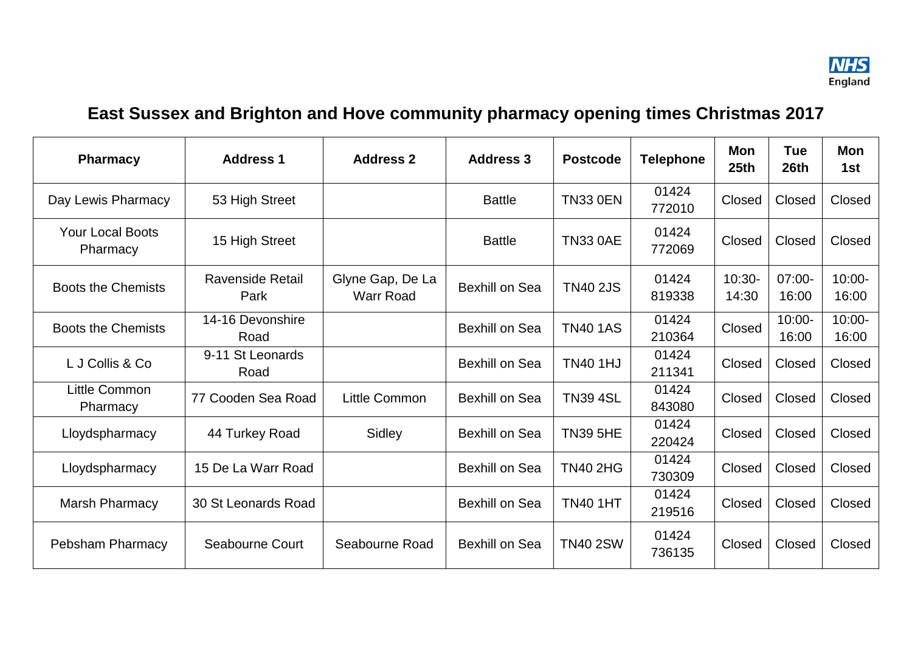# East Sussex and Brighton and Hove community pharmacy opening times Christmas 2017

| Pharmacy | Address 1 | Address 2 | Address 3 | Postcode | Telephone | Mon 25th | Tue 26th | Mon 1st |
|---|---|---|---|---|---|---|---|---|
| Day Lewis Pharmacy | 53 High Street | | Battle | TN33 0EN | 01424 772010 | Closed | Closed | Closed |
| Your Local Boots Pharmacy | 15 High Street | | Battle | TN33 0AE | 01424 772069 | Closed | Closed | Closed |
| Boots the Chemists | Ravenside Retail Park | Glyne Gap, De La Warr Road | Bexhill on Sea | TN40 2JS | 01424 819338 | 10:30-14:30 | 07:00-16:00 | 10:00-16:00 |
| Boots the Chemists | 14-16 Devonshire Road | | Bexhill on Sea | TN40 1AS | 01424 210364 | Closed | 10:00-16:00 | 10:00-16:00 |
| L J Collis & Co | 9-11 St Leonards Road | | Bexhill on Sea | TN40 1HJ | 01424 211341 | Closed | Closed | Closed |
| Little Common Pharmacy | 77 Cooden Sea Road | Little Common | Bexhill on Sea | TN39 4SL | 01424 843080 | Closed | Closed | Closed |
| Lloydspharmacy | 44 Turkey Road | Sidley | Bexhill on Sea | TN39 5HE | 01424 220424 | Closed | Closed | Closed |
| Lloydspharmacy | 15 De La Warr Road | | Bexhill on Sea | TN40 2HG | 01424 730309 | Closed | Closed | Closed |
| Marsh Pharmacy | 30 St Leonards Road | | Bexhill on Sea | TN40 1HT | 01424 219516 | Closed | Closed | Closed |
| Pebsham Pharmacy | Seabourne Court | Seabourne Road | Bexhill on Sea | TN40 2SW | 01424 736135 | Closed | Closed | Closed |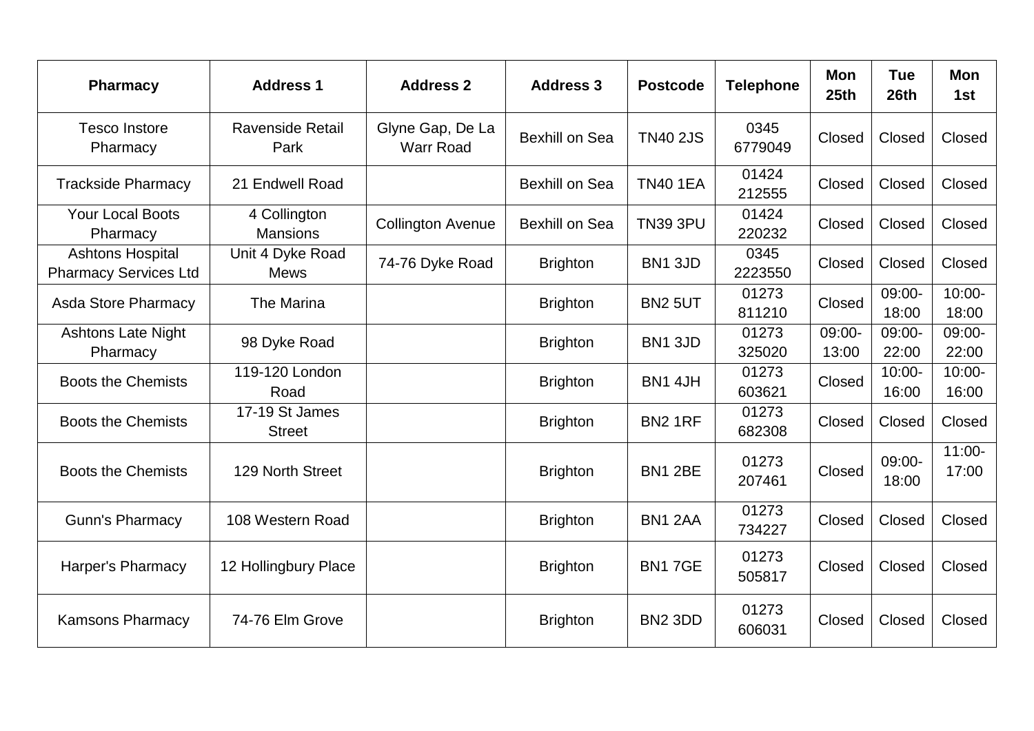| Pharmacy | Address 1 | Address 2 | Address 3 | Postcode | Telephone | Mon 25th | Tue 26th | Mon 1st |
|---|---|---|---|---|---|---|---|---|
| Tesco Instore Pharmacy | Ravenside Retail Park | Glyne Gap, De La Warr Road | Bexhill on Sea | TN40 2JS | 0345 6779049 | Closed | Closed | Closed |
| Trackside Pharmacy | 21 Endwell Road | | Bexhill on Sea | TN40 1EA | 01424 212555 | Closed | Closed | Closed |
| Your Local Boots Pharmacy | 4 Collington Mansions | Collington Avenue | Bexhill on Sea | TN39 3PU | 01424 220232 | Closed | Closed | Closed |
| Ashtons Hospital Pharmacy Services Ltd | Unit 4 Dyke Road Mews | 74-76 Dyke Road | Brighton | BN1 3JD | 0345 2223550 | Closed | Closed | Closed |
| Asda Store Pharmacy | The Marina | | Brighton | BN2 5UT | 01273 811210 | Closed | 09:00-18:00 | 10:00-18:00 |
| Ashtons Late Night Pharmacy | 98 Dyke Road | | Brighton | BN1 3JD | 01273 325020 | 09:00-13:00 | 09:00-22:00 | 09:00-22:00 |
| Boots the Chemists | 119-120 London Road | | Brighton | BN1 4JH | 01273 603621 | Closed | 10:00-16:00 | 10:00-16:00 |
| Boots the Chemists | 17-19 St James Street | | Brighton | BN2 1RF | 01273 682308 | Closed | Closed | Closed |
| Boots the Chemists | 129 North Street | | Brighton | BN1 2BE | 01273 207461 | Closed | 09:00-18:00 | 11:00-17:00 |
| Gunn's Pharmacy | 108 Western Road | | Brighton | BN1 2AA | 01273 734227 | Closed | Closed | Closed |
| Harper's Pharmacy | 12 Hollingbury Place | | Brighton | BN1 7GE | 01273 505817 | Closed | Closed | Closed |
| Kamsons Pharmacy | 74-76 Elm Grove | | Brighton | BN2 3DD | 01273 606031 | Closed | Closed | Closed |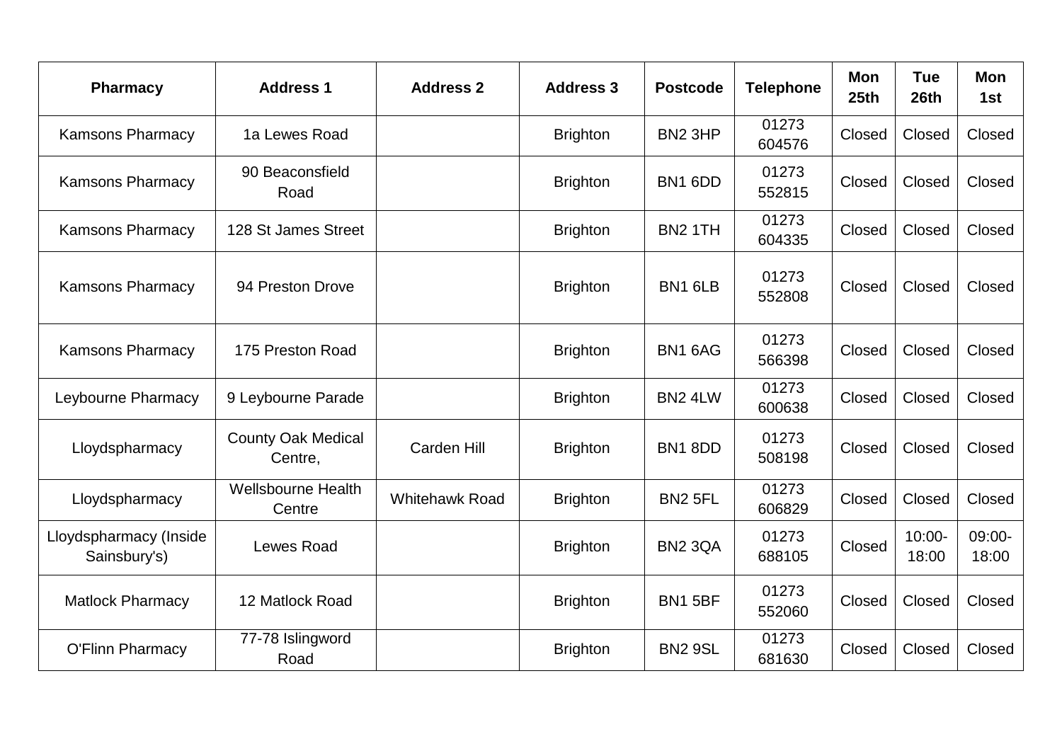| Pharmacy | Address 1 | Address 2 | Address 3 | Postcode | Telephone | Mon 25th | Tue 26th | Mon 1st |
|---|---|---|---|---|---|---|---|---|
| Kamsons Pharmacy | 1a Lewes Road | | Brighton | BN2 3HP | 01273 604576 | Closed | Closed | Closed |
| Kamsons Pharmacy | 90 Beaconsfield Road | | Brighton | BN1 6DD | 01273 552815 | Closed | Closed | Closed |
| Kamsons Pharmacy | 128 St James Street | | Brighton | BN2 1TH | 01273 604335 | Closed | Closed | Closed |
| Kamsons Pharmacy | 94 Preston Drove | | Brighton | BN1 6LB | 01273 552808 | Closed | Closed | Closed |
| Kamsons Pharmacy | 175 Preston Road | | Brighton | BN1 6AG | 01273 566398 | Closed | Closed | Closed |
| Leybourne Pharmacy | 9 Leybourne Parade | | Brighton | BN2 4LW | 01273 600638 | Closed | Closed | Closed |
| Lloydspharmacy | County Oak Medical Centre, | Carden Hill | Brighton | BN1 8DD | 01273 508198 | Closed | Closed | Closed |
| Lloydspharmacy | Wellsbourne Health Centre | Whitehawk Road | Brighton | BN2 5FL | 01273 606829 | Closed | Closed | Closed |
| Lloydspharmacy (Inside Sainsbury's) | Lewes Road | | Brighton | BN2 3QA | 01273 688105 | Closed | 10:00-18:00 | 09:00-18:00 |
| Matlock Pharmacy | 12 Matlock Road | | Brighton | BN1 5BF | 01273 552060 | Closed | Closed | Closed |
| O'Flinn Pharmacy | 77-78 Islingword Road | | Brighton | BN2 9SL | 01273 681630 | Closed | Closed | Closed |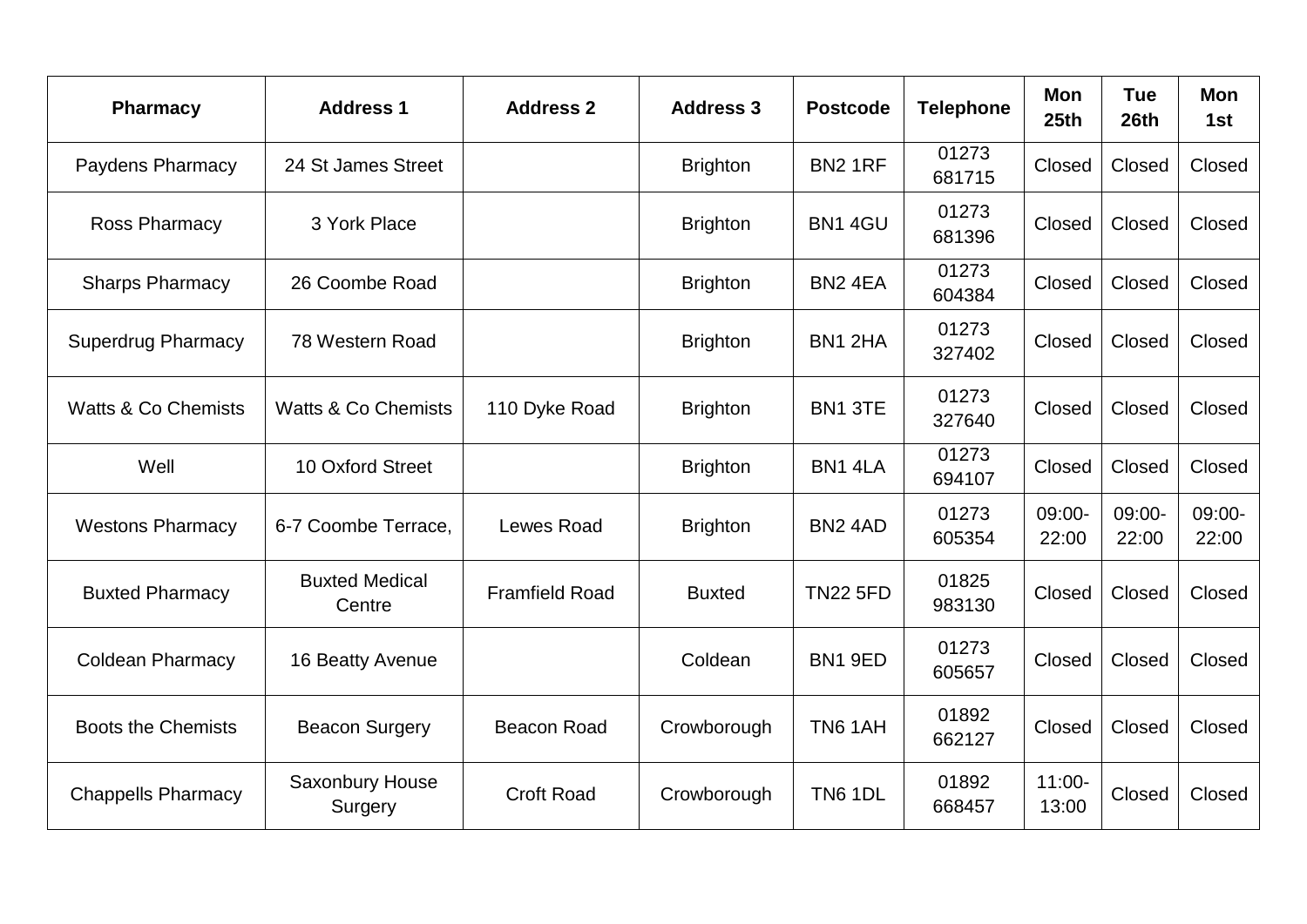| Pharmacy | Address 1 | Address 2 | Address 3 | Postcode | Telephone | Mon 25th | Tue 26th | Mon 1st |
|---|---|---|---|---|---|---|---|---|
| Paydens Pharmacy | 24 St James Street | | Brighton | BN2 1RF | 01273 681715 | Closed | Closed | Closed |
| Ross Pharmacy | 3 York Place | | Brighton | BN1 4GU | 01273 681396 | Closed | Closed | Closed |
| Sharps Pharmacy | 26 Coombe Road | | Brighton | BN2 4EA | 01273 604384 | Closed | Closed | Closed |
| Superdrug Pharmacy | 78 Western Road | | Brighton | BN1 2HA | 01273 327402 | Closed | Closed | Closed |
| Watts & Co Chemists | Watts & Co Chemists | 110 Dyke Road | Brighton | BN1 3TE | 01273 327640 | Closed | Closed | Closed |
| Well | 10 Oxford Street | | Brighton | BN1 4LA | 01273 694107 | Closed | Closed | Closed |
| Westons Pharmacy | 6-7 Coombe Terrace, | Lewes Road | Brighton | BN2 4AD | 01273 605354 | 09:00-22:00 | 09:00-22:00 | 09:00-22:00 |
| Buxted Pharmacy | Buxted Medical Centre | Framfield Road | Buxted | TN22 5FD | 01825 983130 | Closed | Closed | Closed |
| Coldean Pharmacy | 16 Beatty Avenue | | Coldean | BN1 9ED | 01273 605657 | Closed | Closed | Closed |
| Boots the Chemists | Beacon Surgery | Beacon Road | Crowborough | TN6 1AH | 01892 662127 | Closed | Closed | Closed |
| Chappells Pharmacy | Saxonbury House Surgery | Croft Road | Crowborough | TN6 1DL | 01892 668457 | 11:00-13:00 | Closed | Closed |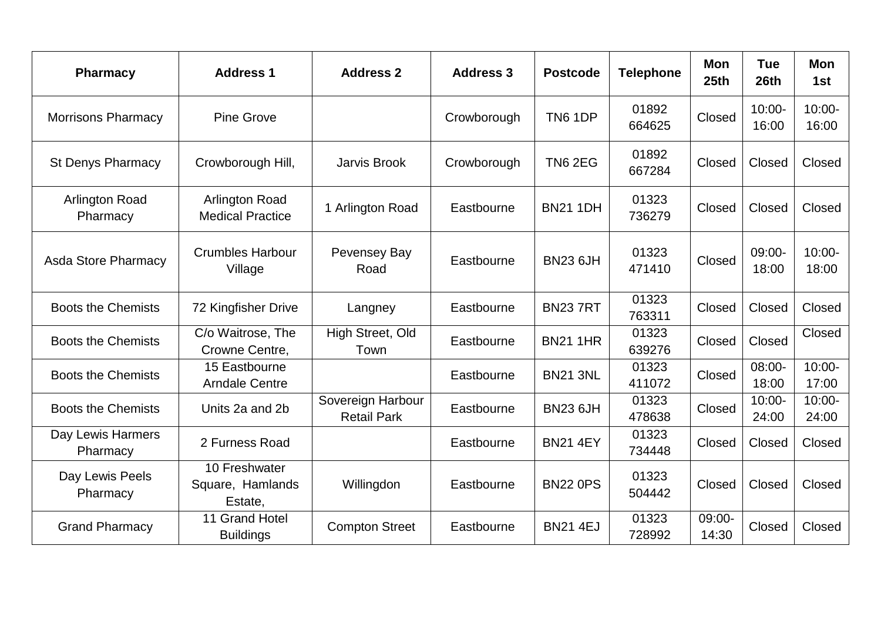| Pharmacy | Address 1 | Address 2 | Address 3 | Postcode | Telephone | Mon 25th | Tue 26th | Mon 1st |
|---|---|---|---|---|---|---|---|---|
| Morrisons Pharmacy | Pine Grove | | Crowborough | TN6 1DP | 01892 664625 | Closed | 10:00-16:00 | 10:00-16:00 |
| St Denys Pharmacy | Crowborough Hill, | Jarvis Brook | Crowborough | TN6 2EG | 01892 667284 | Closed | Closed | Closed |
| Arlington Road Pharmacy | Arlington Road Medical Practice | 1 Arlington Road | Eastbourne | BN21 1DH | 01323 736279 | Closed | Closed | Closed |
| Asda Store Pharmacy | Crumbles Harbour Village | Pevensey Bay Road | Eastbourne | BN23 6JH | 01323 471410 | Closed | 09:00-18:00 | 10:00-18:00 |
| Boots the Chemists | 72 Kingfisher Drive | Langney | Eastbourne | BN23 7RT | 01323 763311 | Closed | Closed | Closed |
| Boots the Chemists | C/o Waitrose, The Crowne Centre, | High Street, Old Town | Eastbourne | BN21 1HR | 01323 639276 | Closed | Closed | Closed |
| Boots the Chemists | 15 Eastbourne Arndale Centre | | Eastbourne | BN21 3NL | 01323 411072 | Closed | 08:00-18:00 | 10:00-17:00 |
| Boots the Chemists | Units 2a and 2b | Sovereign Harbour Retail Park | Eastbourne | BN23 6JH | 01323 478638 | Closed | 10:00-24:00 | 10:00-24:00 |
| Day Lewis Harmers Pharmacy | 2 Furness Road | | Eastbourne | BN21 4EY | 01323 734448 | Closed | Closed | Closed |
| Day Lewis Peels Pharmacy | 10 Freshwater Square, Hamlands Estate, | Willingdon | Eastbourne | BN22 0PS | 01323 504442 | Closed | Closed | Closed |
| Grand Pharmacy | 11 Grand Hotel Buildings | Compton Street | Eastbourne | BN21 4EJ | 01323 728992 | 09:00-14:30 | Closed | Closed |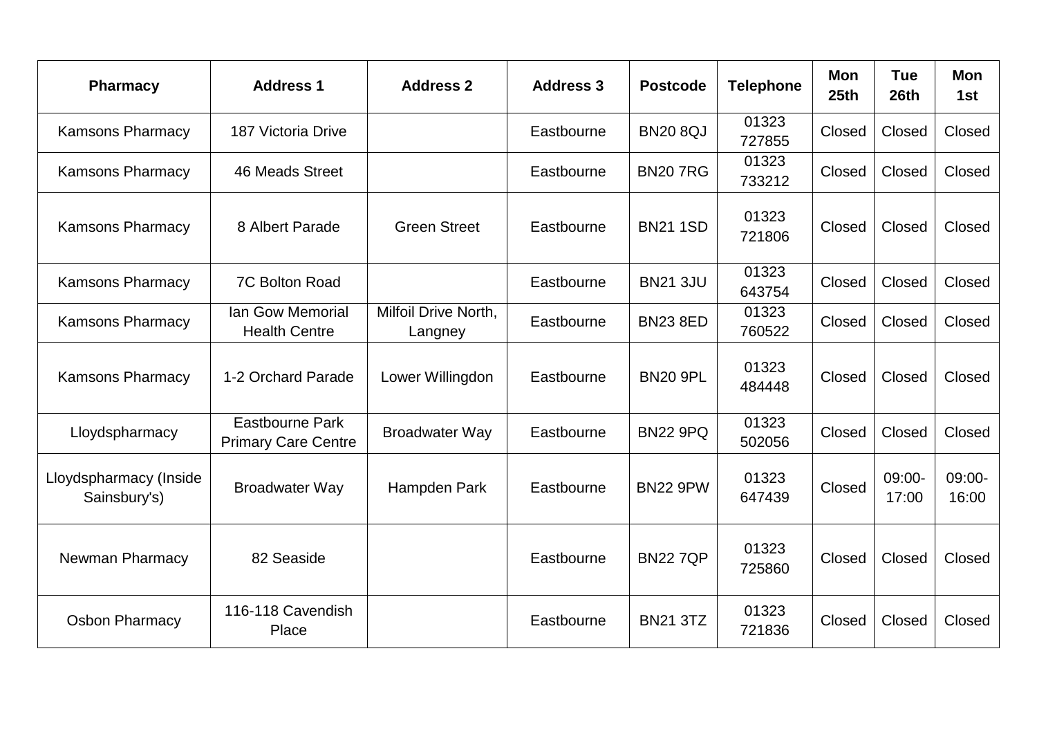| Pharmacy | Address 1 | Address 2 | Address 3 | Postcode | Telephone | Mon 25th | Tue 26th | Mon 1st |
|---|---|---|---|---|---|---|---|---|
| Kamsons Pharmacy | 187 Victoria Drive | | Eastbourne | BN20 8QJ | 01323 727855 | Closed | Closed | Closed |
| Kamsons Pharmacy | 46 Meads Street | | Eastbourne | BN20 7RG | 01323 733212 | Closed | Closed | Closed |
| Kamsons Pharmacy | 8 Albert Parade | Green Street | Eastbourne | BN21 1SD | 01323 721806 | Closed | Closed | Closed |
| Kamsons Pharmacy | 7C Bolton Road | | Eastbourne | BN21 3JU | 01323 643754 | Closed | Closed | Closed |
| Kamsons Pharmacy | Ian Gow Memorial Health Centre | Milfoil Drive North, Langney | Eastbourne | BN23 8ED | 01323 760522 | Closed | Closed | Closed |
| Kamsons Pharmacy | 1-2 Orchard Parade | Lower Willingdon | Eastbourne | BN20 9PL | 01323 484448 | Closed | Closed | Closed |
| Lloydspharmacy | Eastbourne Park Primary Care Centre | Broadwater Way | Eastbourne | BN22 9PQ | 01323 502056 | Closed | Closed | Closed |
| Lloydspharmacy (Inside Sainsbury's) | Broadwater Way | Hampden Park | Eastbourne | BN22 9PW | 01323 647439 | Closed | 09:00-17:00 | 09:00-16:00 |
| Newman Pharmacy | 82 Seaside | | Eastbourne | BN22 7QP | 01323 725860 | Closed | Closed | Closed |
| Osbon Pharmacy | 116-118 Cavendish Place | | Eastbourne | BN21 3TZ | 01323 721836 | Closed | Closed | Closed |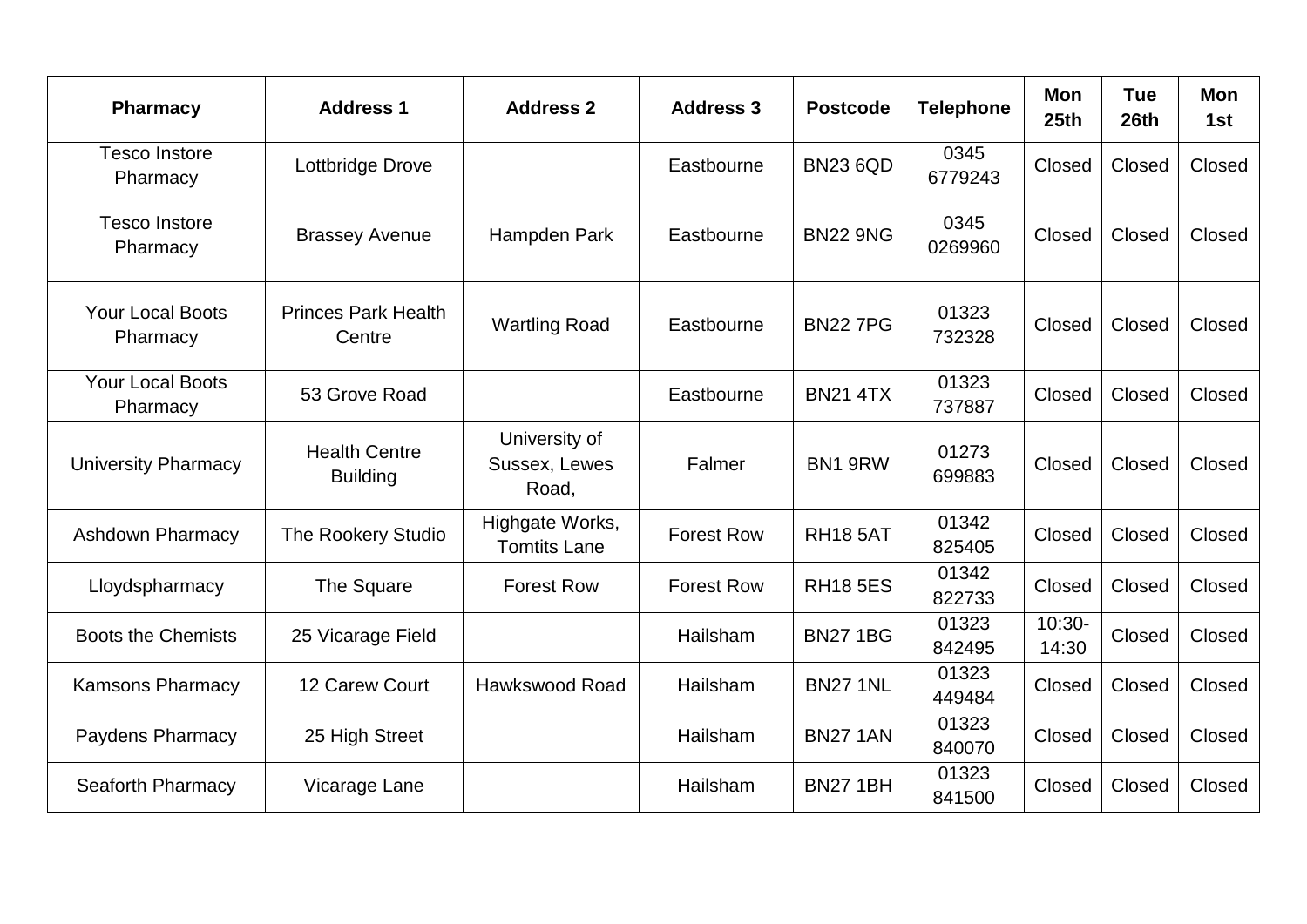| Pharmacy | Address 1 | Address 2 | Address 3 | Postcode | Telephone | Mon 25th | Tue 26th | Mon 1st |
|---|---|---|---|---|---|---|---|---|
| Tesco Instore Pharmacy | Lottbridge Drove | | Eastbourne | BN23 6QD | 0345 6779243 | Closed | Closed | Closed |
| Tesco Instore Pharmacy | Brassey Avenue | Hampden Park | Eastbourne | BN22 9NG | 0345 0269960 | Closed | Closed | Closed |
| Your Local Boots Pharmacy | Princes Park Health Centre | Wartling Road | Eastbourne | BN22 7PG | 01323 732328 | Closed | Closed | Closed |
| Your Local Boots Pharmacy | 53 Grove Road | | Eastbourne | BN21 4TX | 01323 737887 | Closed | Closed | Closed |
| University Pharmacy | Health Centre Building | University of Sussex, Lewes Road, | Falmer | BN1 9RW | 01273 699883 | Closed | Closed | Closed |
| Ashdown Pharmacy | The Rookery Studio | Highgate Works, Tomtits Lane | Forest Row | RH18 5AT | 01342 825405 | Closed | Closed | Closed |
| Lloydspharmacy | The Square | Forest Row | Forest Row | RH18 5ES | 01342 822733 | Closed | Closed | Closed |
| Boots the Chemists | 25 Vicarage Field | | Hailsham | BN27 1BG | 01323 842495 | 10:30-14:30 | Closed | Closed |
| Kamsons Pharmacy | 12 Carew Court | Hawkswood Road | Hailsham | BN27 1NL | 01323 449484 | Closed | Closed | Closed |
| Paydens Pharmacy | 25 High Street | | Hailsham | BN27 1AN | 01323 840070 | Closed | Closed | Closed |
| Seaforth Pharmacy | Vicarage Lane | | Hailsham | BN27 1BH | 01323 841500 | Closed | Closed | Closed |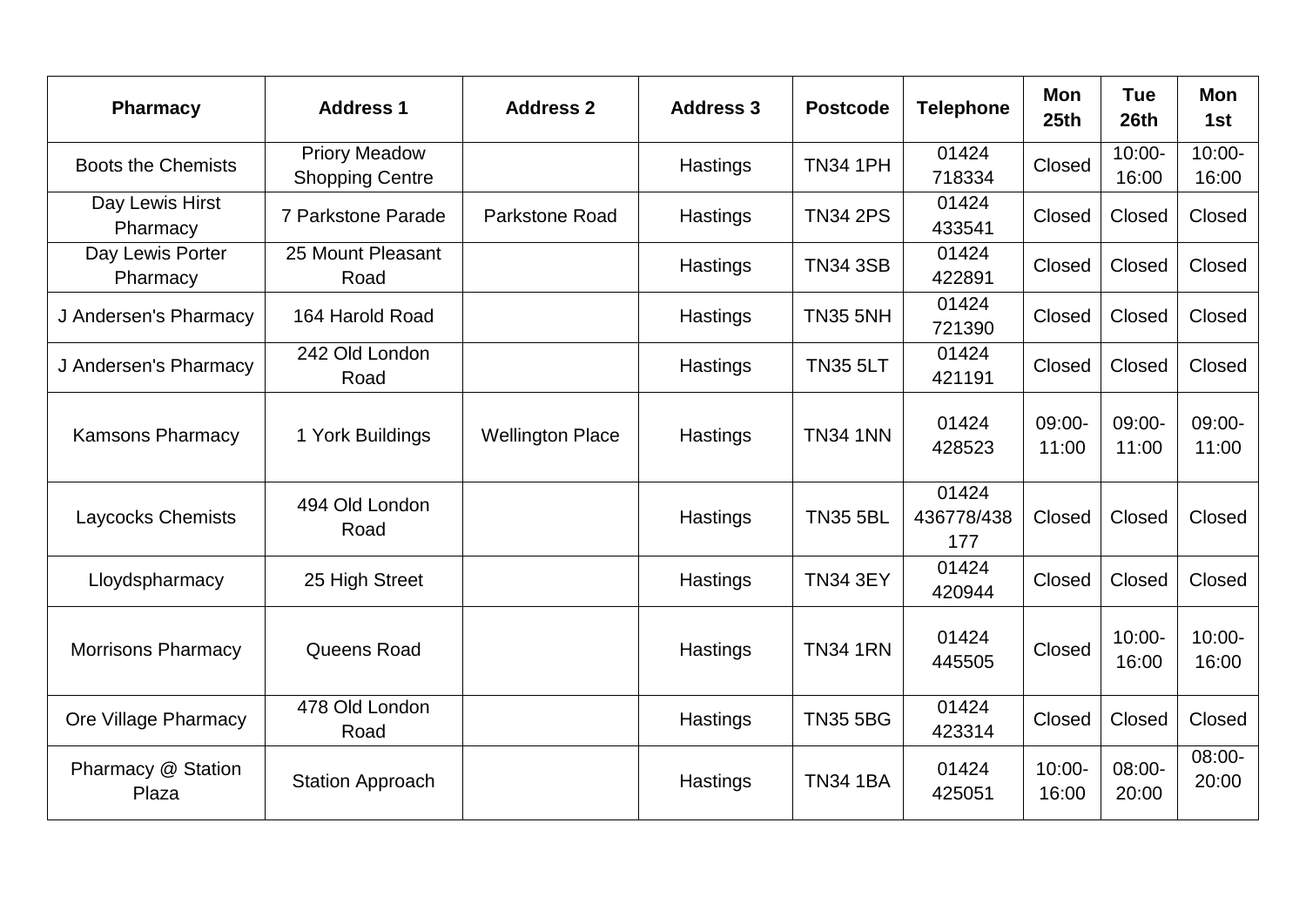| Pharmacy | Address 1 | Address 2 | Address 3 | Postcode | Telephone | Mon 25th | Tue 26th | Mon 1st |
|---|---|---|---|---|---|---|---|---|
| Boots the Chemists | Priory Meadow Shopping Centre | | Hastings | TN34 1PH | 01424 718334 | Closed | 10:00-16:00 | 10:00-16:00 |
| Day Lewis Hirst Pharmacy | 7 Parkstone Parade | Parkstone Road | Hastings | TN34 2PS | 01424 433541 | Closed | Closed | Closed |
| Day Lewis Porter Pharmacy | 25 Mount Pleasant Road | | Hastings | TN34 3SB | 01424 422891 | Closed | Closed | Closed |
| J Andersen's Pharmacy | 164 Harold Road | | Hastings | TN35 5NH | 01424 721390 | Closed | Closed | Closed |
| J Andersen's Pharmacy | 242 Old London Road | | Hastings | TN35 5LT | 01424 421191 | Closed | Closed | Closed |
| Kamsons Pharmacy | 1 York Buildings | Wellington Place | Hastings | TN34 1NN | 01424 428523 | 09:00-11:00 | 09:00-11:00 | 09:00-11:00 |
| Laycocks Chemists | 494 Old London Road | | Hastings | TN35 5BL | 01424 436778/438177 | Closed | Closed | Closed |
| Lloydspharmacy | 25 High Street | | Hastings | TN34 3EY | 01424 420944 | Closed | Closed | Closed |
| Morrisons Pharmacy | Queens Road | | Hastings | TN34 1RN | 01424 445505 | Closed | 10:00-16:00 | 10:00-16:00 |
| Ore Village Pharmacy | 478 Old London Road | | Hastings | TN35 5BG | 01424 423314 | Closed | Closed | Closed |
| Pharmacy @ Station Plaza | Station Approach | | Hastings | TN34 1BA | 01424 425051 | 10:00-16:00 | 08:00-20:00 | 08:00-20:00 |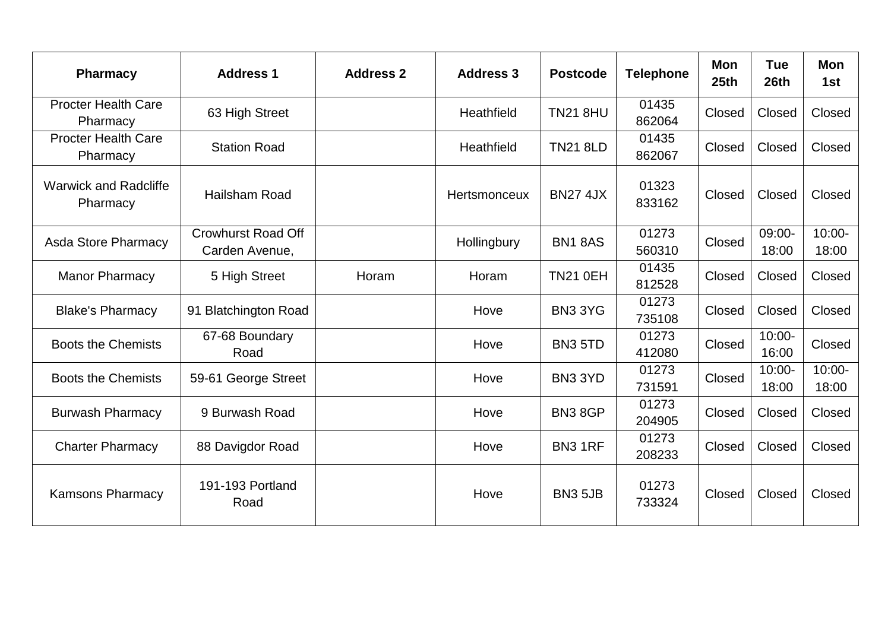| Pharmacy | Address 1 | Address 2 | Address 3 | Postcode | Telephone | Mon 25th | Tue 26th | Mon 1st |
|---|---|---|---|---|---|---|---|---|
| Procter Health Care Pharmacy | 63 High Street | | Heathfield | TN21 8HU | 01435 862064 | Closed | Closed | Closed |
| Procter Health Care Pharmacy | Station Road | | Heathfield | TN21 8LD | 01435 862067 | Closed | Closed | Closed |
| Warwick and Radcliffe Pharmacy | Hailsham Road | | Hertsmonceux | BN27 4JX | 01323 833162 | Closed | Closed | Closed |
| Asda Store Pharmacy | Crowhurst Road Off Carden Avenue, | | Hollingbury | BN1 8AS | 01273 560310 | Closed | 09:00-18:00 | 10:00-18:00 |
| Manor Pharmacy | 5 High Street | Horam | Horam | TN21 0EH | 01435 812528 | Closed | Closed | Closed |
| Blake's Pharmacy | 91 Blatchington Road | | Hove | BN3 3YG | 01273 735108 | Closed | Closed | Closed |
| Boots the Chemists | 67-68 Boundary Road | | Hove | BN3 5TD | 01273 412080 | Closed | 10:00-16:00 | Closed |
| Boots the Chemists | 59-61 George Street | | Hove | BN3 3YD | 01273 731591 | Closed | 10:00-18:00 | 10:00-18:00 |
| Burwash Pharmacy | 9 Burwash Road | | Hove | BN3 8GP | 01273 204905 | Closed | Closed | Closed |
| Charter Pharmacy | 88 Davigdor Road | | Hove | BN3 1RF | 01273 208233 | Closed | Closed | Closed |
| Kamsons Pharmacy | 191-193 Portland Road | | Hove | BN3 5JB | 01273 733324 | Closed | Closed | Closed |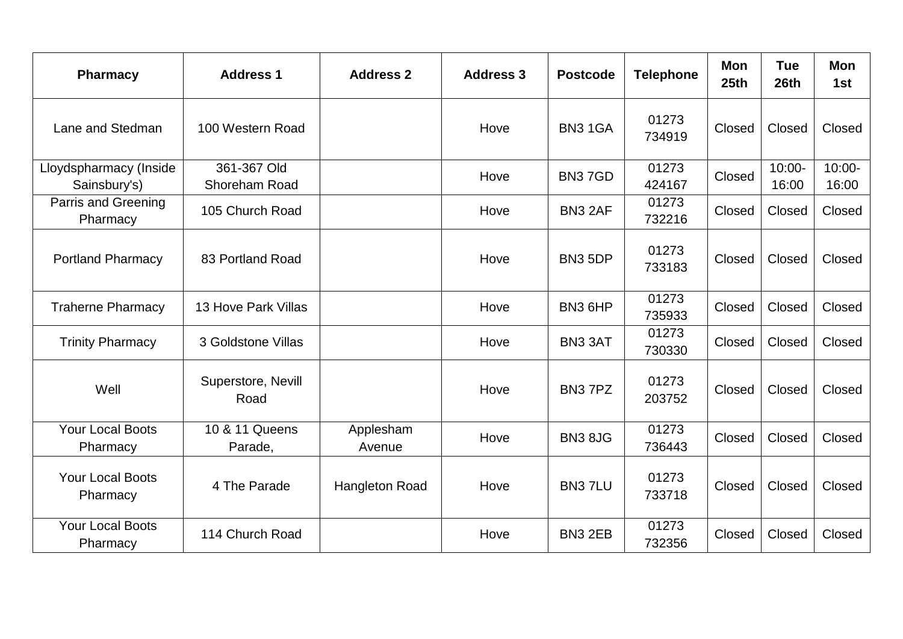| Pharmacy | Address 1 | Address 2 | Address 3 | Postcode | Telephone | Mon 25th | Tue 26th | Mon 1st |
|---|---|---|---|---|---|---|---|---|
| Lane and Stedman | 100 Western Road | | Hove | BN3 1GA | 01273 734919 | Closed | Closed | Closed |
| Lloydspharmacy (Inside Sainsbury's) | 361-367 Old Shoreham Road | | Hove | BN3 7GD | 01273 424167 | Closed | 10:00-16:00 | 10:00-16:00 |
| Parris and Greening Pharmacy | 105 Church Road | | Hove | BN3 2AF | 01273 732216 | Closed | Closed | Closed |
| Portland Pharmacy | 83 Portland Road | | Hove | BN3 5DP | 01273 733183 | Closed | Closed | Closed |
| Traherne Pharmacy | 13 Hove Park Villas | | Hove | BN3 6HP | 01273 735933 | Closed | Closed | Closed |
| Trinity Pharmacy | 3 Goldstone Villas | | Hove | BN3 3AT | 01273 730330 | Closed | Closed | Closed |
| Well | Superstore, Nevill Road | | Hove | BN3 7PZ | 01273 203752 | Closed | Closed | Closed |
| Your Local Boots Pharmacy | 10 & 11 Queens Parade, | Applesham Avenue | Hove | BN3 8JG | 01273 736443 | Closed | Closed | Closed |
| Your Local Boots Pharmacy | 4 The Parade | Hangleton Road | Hove | BN3 7LU | 01273 733718 | Closed | Closed | Closed |
| Your Local Boots Pharmacy | 114 Church Road | | Hove | BN3 2EB | 01273 732356 | Closed | Closed | Closed |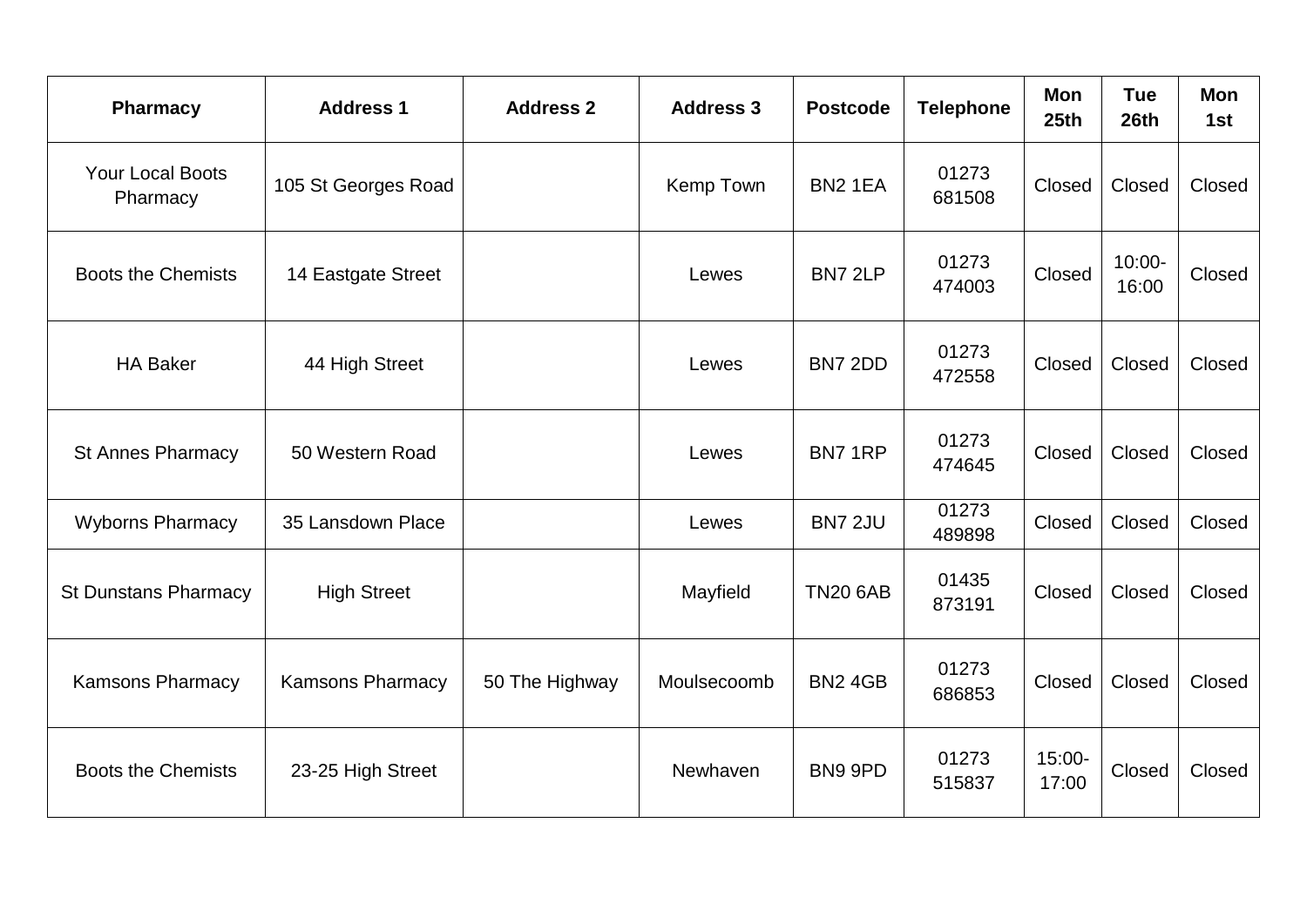| Pharmacy | Address 1 | Address 2 | Address 3 | Postcode | Telephone | Mon 25th | Tue 26th | Mon 1st |
|---|---|---|---|---|---|---|---|---|
| Your Local Boots Pharmacy | 105 St Georges Road | | Kemp Town | BN2 1EA | 01273 681508 | Closed | Closed | Closed |
| Boots the Chemists | 14 Eastgate Street | | Lewes | BN7 2LP | 01273 474003 | Closed | 10:00-16:00 | Closed |
| HA Baker | 44 High Street | | Lewes | BN7 2DD | 01273 472558 | Closed | Closed | Closed |
| St Annes Pharmacy | 50 Western Road | | Lewes | BN7 1RP | 01273 474645 | Closed | Closed | Closed |
| Wyborns Pharmacy | 35 Lansdown Place | | Lewes | BN7 2JU | 01273 489898 | Closed | Closed | Closed |
| St Dunstans Pharmacy | High Street | | Mayfield | TN20 6AB | 01435 873191 | Closed | Closed | Closed |
| Kamsons Pharmacy | Kamsons Pharmacy | 50 The Highway | Moulsecoomb | BN2 4GB | 01273 686853 | Closed | Closed | Closed |
| Boots the Chemists | 23-25 High Street | | Newhaven | BN9 9PD | 01273 515837 | 15:00-17:00 | Closed | Closed |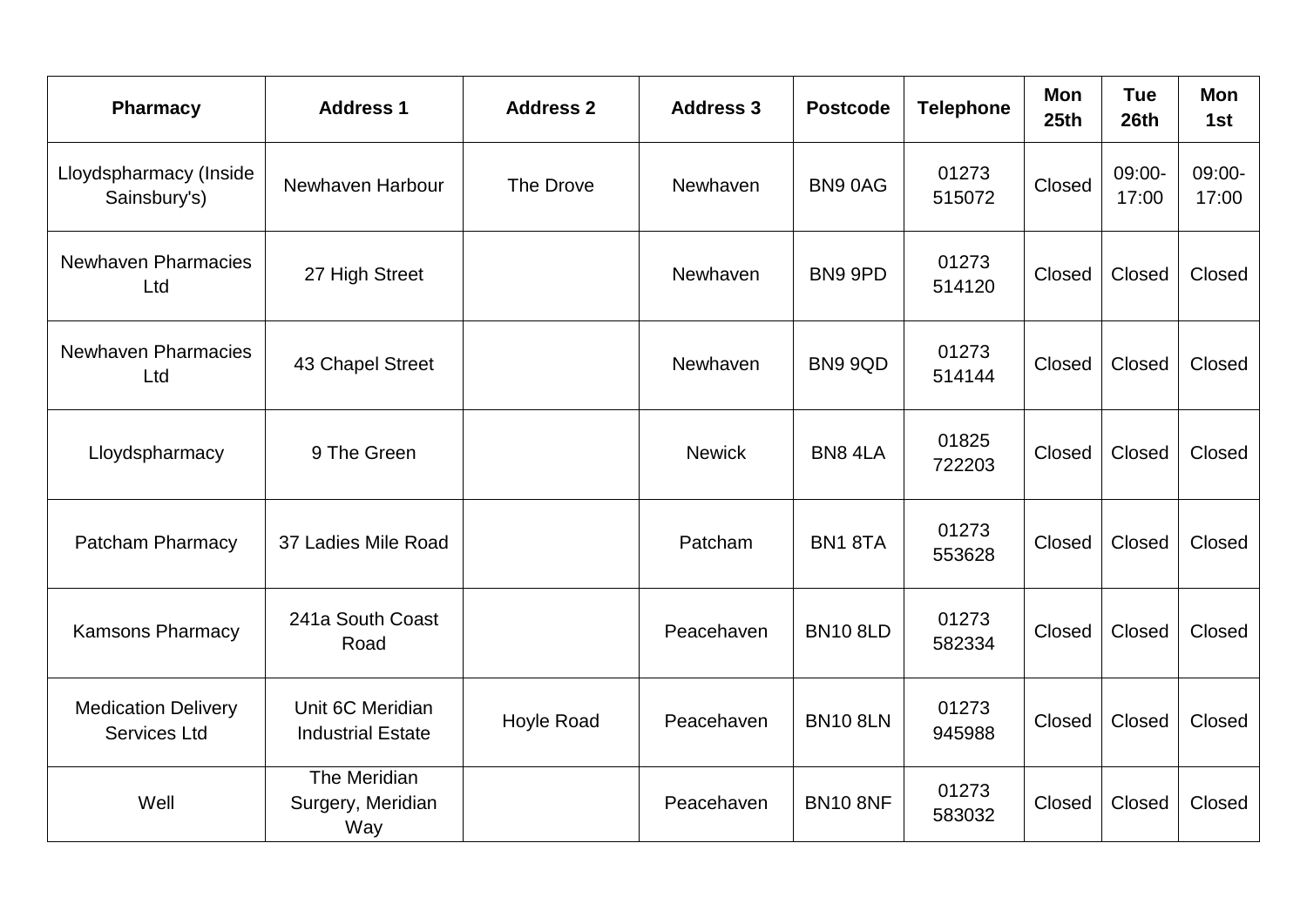| Pharmacy | Address 1 | Address 2 | Address 3 | Postcode | Telephone | Mon 25th | Tue 26th | Mon 1st |
|---|---|---|---|---|---|---|---|---|
| Lloydspharmacy (Inside Sainsbury's) | Newhaven Harbour | The Drove | Newhaven | BN9 0AG | 01273 515072 | Closed | 09:00-17:00 | 09:00-17:00 |
| Newhaven Pharmacies Ltd | 27 High Street | | Newhaven | BN9 9PD | 01273 514120 | Closed | Closed | Closed |
| Newhaven Pharmacies Ltd | 43 Chapel Street | | Newhaven | BN9 9QD | 01273 514144 | Closed | Closed | Closed |
| Lloydspharmacy | 9 The Green | | Newick | BN8 4LA | 01825 722203 | Closed | Closed | Closed |
| Patcham Pharmacy | 37 Ladies Mile Road | | Patcham | BN1 8TA | 01273 553628 | Closed | Closed | Closed |
| Kamsons Pharmacy | 241a South Coast Road | | Peacehaven | BN10 8LD | 01273 582334 | Closed | Closed | Closed |
| Medication Delivery Services Ltd | Unit 6C Meridian Industrial Estate | Hoyle Road | Peacehaven | BN10 8LN | 01273 945988 | Closed | Closed | Closed |
| Well | The Meridian Surgery, Meridian Way | | Peacehaven | BN10 8NF | 01273 583032 | Closed | Closed | Closed |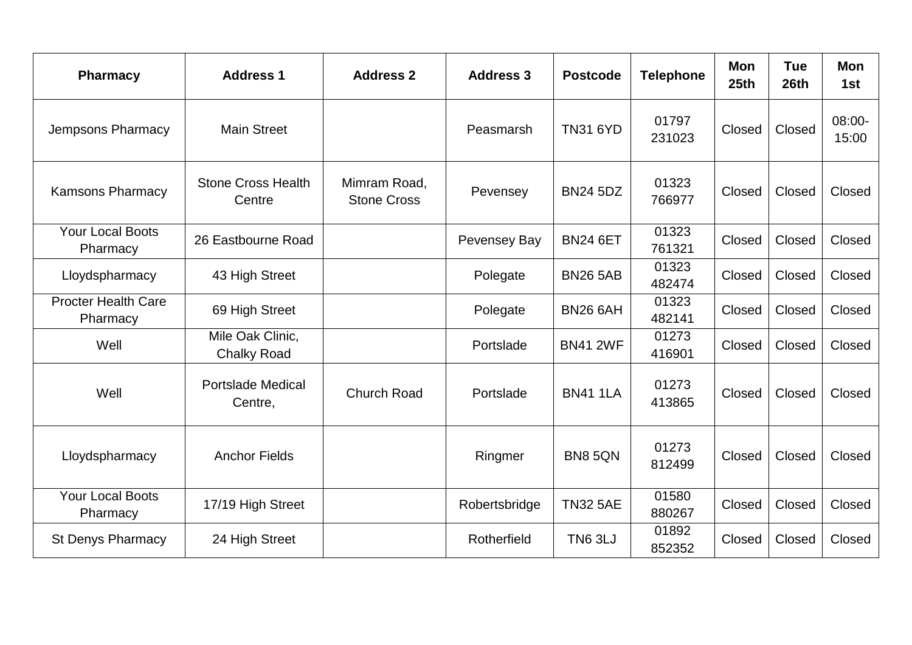| Pharmacy | Address 1 | Address 2 | Address 3 | Postcode | Telephone | Mon 25th | Tue 26th | Mon 1st |
|---|---|---|---|---|---|---|---|---|
| Jempsons Pharmacy | Main Street | | Peasmarsh | TN31 6YD | 01797 231023 | Closed | Closed | 08:00-15:00 |
| Kamsons Pharmacy | Stone Cross Health Centre | Mimram Road, Stone Cross | Pevensey | BN24 5DZ | 01323 766977 | Closed | Closed | Closed |
| Your Local Boots Pharmacy | 26 Eastbourne Road | | Pevensey Bay | BN24 6ET | 01323 761321 | Closed | Closed | Closed |
| Lloydspharmacy | 43 High Street | | Polegate | BN26 5AB | 01323 482474 | Closed | Closed | Closed |
| Procter Health Care Pharmacy | 69 High Street | | Polegate | BN26 6AH | 01323 482141 | Closed | Closed | Closed |
| Well | Mile Oak Clinic, Chalky Road | | Portslade | BN41 2WF | 01273 416901 | Closed | Closed | Closed |
| Well | Portslade Medical Centre, | Church Road | Portslade | BN41 1LA | 01273 413865 | Closed | Closed | Closed |
| Lloydspharmacy | Anchor Fields | | Ringmer | BN8 5QN | 01273 812499 | Closed | Closed | Closed |
| Your Local Boots Pharmacy | 17/19 High Street | | Robertsbridge | TN32 5AE | 01580 880267 | Closed | Closed | Closed |
| St Denys Pharmacy | 24 High Street | | Rotherfield | TN6 3LJ | 01892 852352 | Closed | Closed | Closed |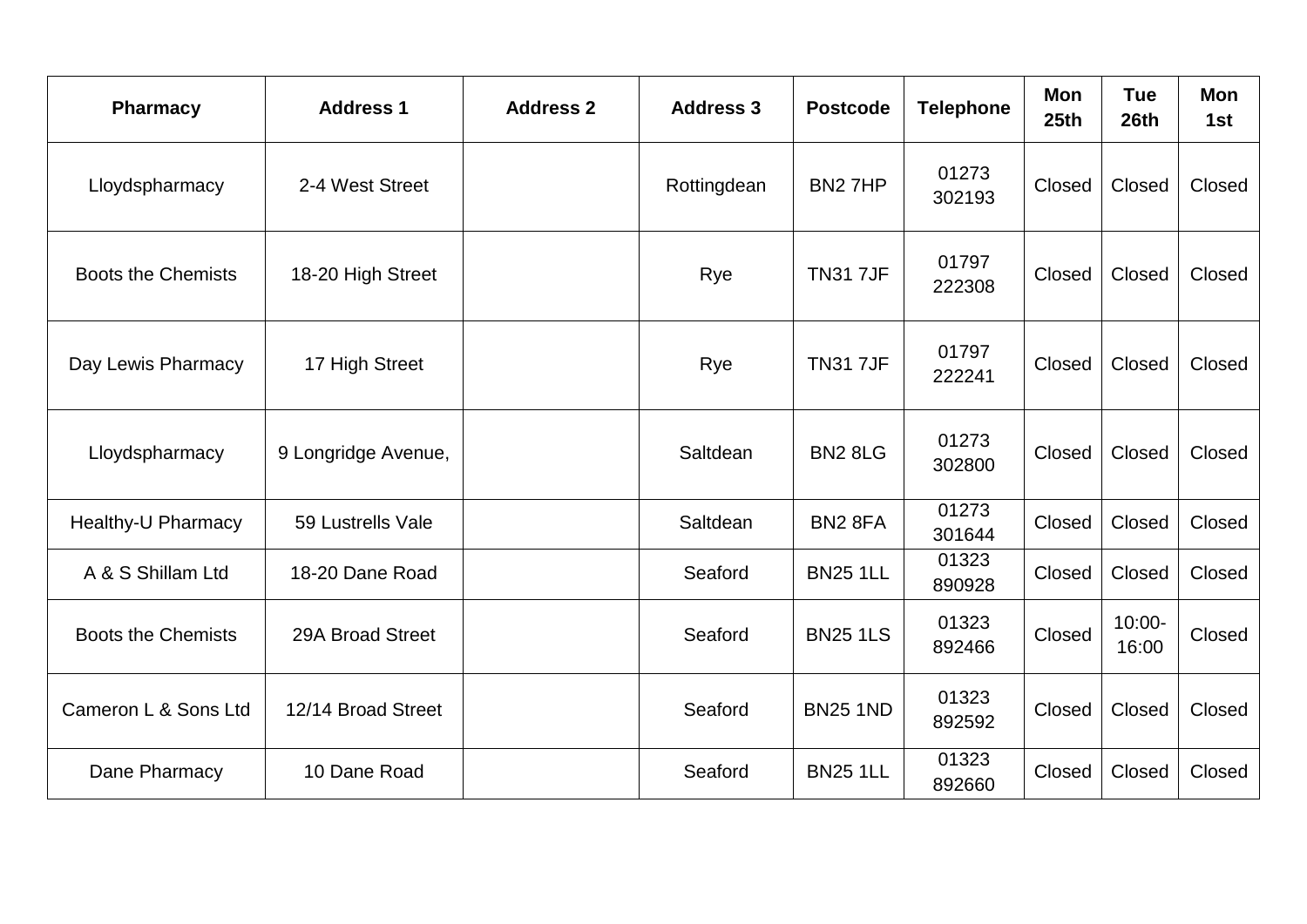| Pharmacy | Address 1 | Address 2 | Address 3 | Postcode | Telephone | Mon 25th | Tue 26th | Mon 1st |
|---|---|---|---|---|---|---|---|---|
| Lloydspharmacy | 2-4 West Street | | Rottingdean | BN2 7HP | 01273 302193 | Closed | Closed | Closed |
| Boots the Chemists | 18-20 High Street | | Rye | TN31 7JF | 01797 222308 | Closed | Closed | Closed |
| Day Lewis Pharmacy | 17 High Street | | Rye | TN31 7JF | 01797 222241 | Closed | Closed | Closed |
| Lloydspharmacy | 9 Longridge Avenue, | | Saltdean | BN2 8LG | 01273 302800 | Closed | Closed | Closed |
| Healthy-U Pharmacy | 59 Lustrells Vale | | Saltdean | BN2 8FA | 01273 301644 | Closed | Closed | Closed |
| A & S Shillam Ltd | 18-20 Dane Road | | Seaford | BN25 1LL | 01323 890928 | Closed | Closed | Closed |
| Boots the Chemists | 29A Broad Street | | Seaford | BN25 1LS | 01323 892466 | Closed | 10:00-16:00 | Closed |
| Cameron L & Sons Ltd | 12/14 Broad Street | | Seaford | BN25 1ND | 01323 892592 | Closed | Closed | Closed |
| Dane Pharmacy | 10 Dane Road | | Seaford | BN25 1LL | 01323 892660 | Closed | Closed | Closed |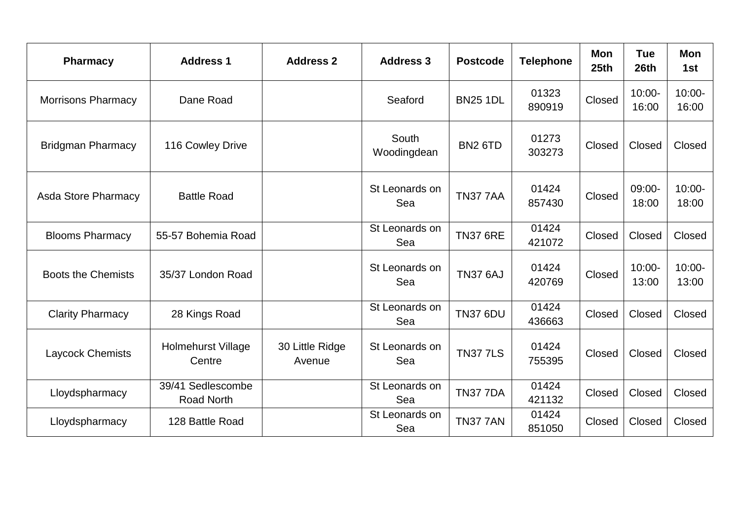| Pharmacy | Address 1 | Address 2 | Address 3 | Postcode | Telephone | Mon 25th | Tue 26th | Mon 1st |
|---|---|---|---|---|---|---|---|---|
| Morrisons Pharmacy | Dane Road | | Seaford | BN25 1DL | 01323 890919 | Closed | 10:00-16:00 | 10:00-16:00 |
| Bridgman Pharmacy | 116 Cowley Drive | | South Woodingdean | BN2 6TD | 01273 303273 | Closed | Closed | Closed |
| Asda Store Pharmacy | Battle Road | | St Leonards on Sea | TN37 7AA | 01424 857430 | Closed | 09:00-18:00 | 10:00-18:00 |
| Blooms Pharmacy | 55-57 Bohemia Road | | St Leonards on Sea | TN37 6RE | 01424 421072 | Closed | Closed | Closed |
| Boots the Chemists | 35/37 London Road | | St Leonards on Sea | TN37 6AJ | 01424 420769 | Closed | 10:00-13:00 | 10:00-13:00 |
| Clarity Pharmacy | 28 Kings Road | | St Leonards on Sea | TN37 6DU | 01424 436663 | Closed | Closed | Closed |
| Laycock Chemists | Holmehurst Village Centre | 30 Little Ridge Avenue | St Leonards on Sea | TN37 7LS | 01424 755395 | Closed | Closed | Closed |
| Lloydspharmacy | 39/41 Sedlescombe Road North | | St Leonards on Sea | TN37 7DA | 01424 421132 | Closed | Closed | Closed |
| Lloydspharmacy | 128 Battle Road | | St Leonards on Sea | TN37 7AN | 01424 851050 | Closed | Closed | Closed |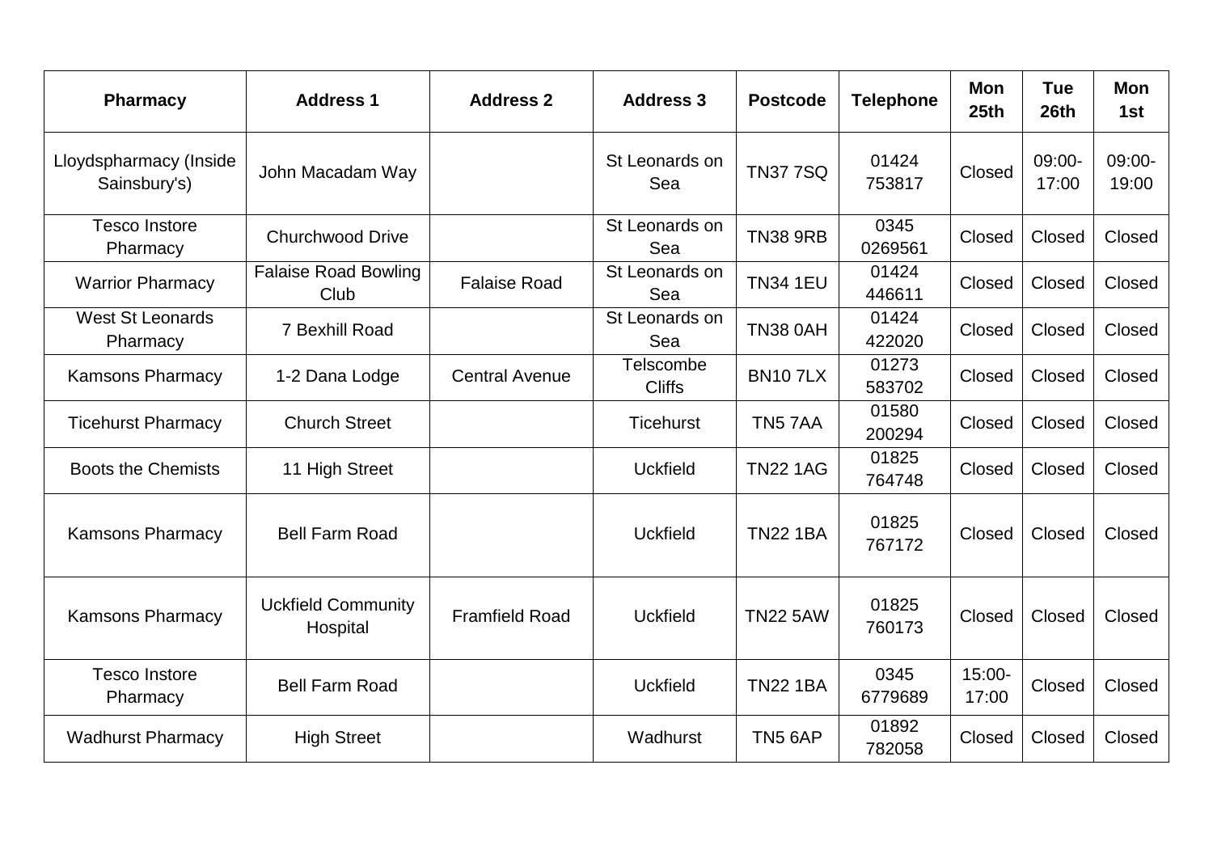| Pharmacy | Address 1 | Address 2 | Address 3 | Postcode | Telephone | Mon 25th | Tue 26th | Mon 1st |
|---|---|---|---|---|---|---|---|---|
| Lloydspharmacy (Inside Sainsbury's) | John Macadam Way | | St Leonards on Sea | TN37 7SQ | 01424 753817 | Closed | 09:00-17:00 | 09:00-19:00 |
| Tesco Instore Pharmacy | Churchwood Drive | | St Leonards on Sea | TN38 9RB | 0345 0269561 | Closed | Closed | Closed |
| Warrior Pharmacy | Falaise Road Bowling Club | Falaise Road | St Leonards on Sea | TN34 1EU | 01424 446611 | Closed | Closed | Closed |
| West St Leonards Pharmacy | 7 Bexhill Road | | St Leonards on Sea | TN38 0AH | 01424 422020 | Closed | Closed | Closed |
| Kamsons Pharmacy | 1-2 Dana Lodge | Central Avenue | Telscombe Cliffs | BN10 7LX | 01273 583702 | Closed | Closed | Closed |
| Ticehurst Pharmacy | Church Street | | Ticehurst | TN5 7AA | 01580 200294 | Closed | Closed | Closed |
| Boots the Chemists | 11 High Street | | Uckfield | TN22 1AG | 01825 764748 | Closed | Closed | Closed |
| Kamsons Pharmacy | Bell Farm Road | | Uckfield | TN22 1BA | 01825 767172 | Closed | Closed | Closed |
| Kamsons Pharmacy | Uckfield Community Hospital | Framfield Road | Uckfield | TN22 5AW | 01825 760173 | Closed | Closed | Closed |
| Tesco Instore Pharmacy | Bell Farm Road | | Uckfield | TN22 1BA | 0345 6779689 | 15:00-17:00 | Closed | Closed |
| Wadhurst Pharmacy | High Street | | Wadhurst | TN5 6AP | 01892 782058 | Closed | Closed | Closed |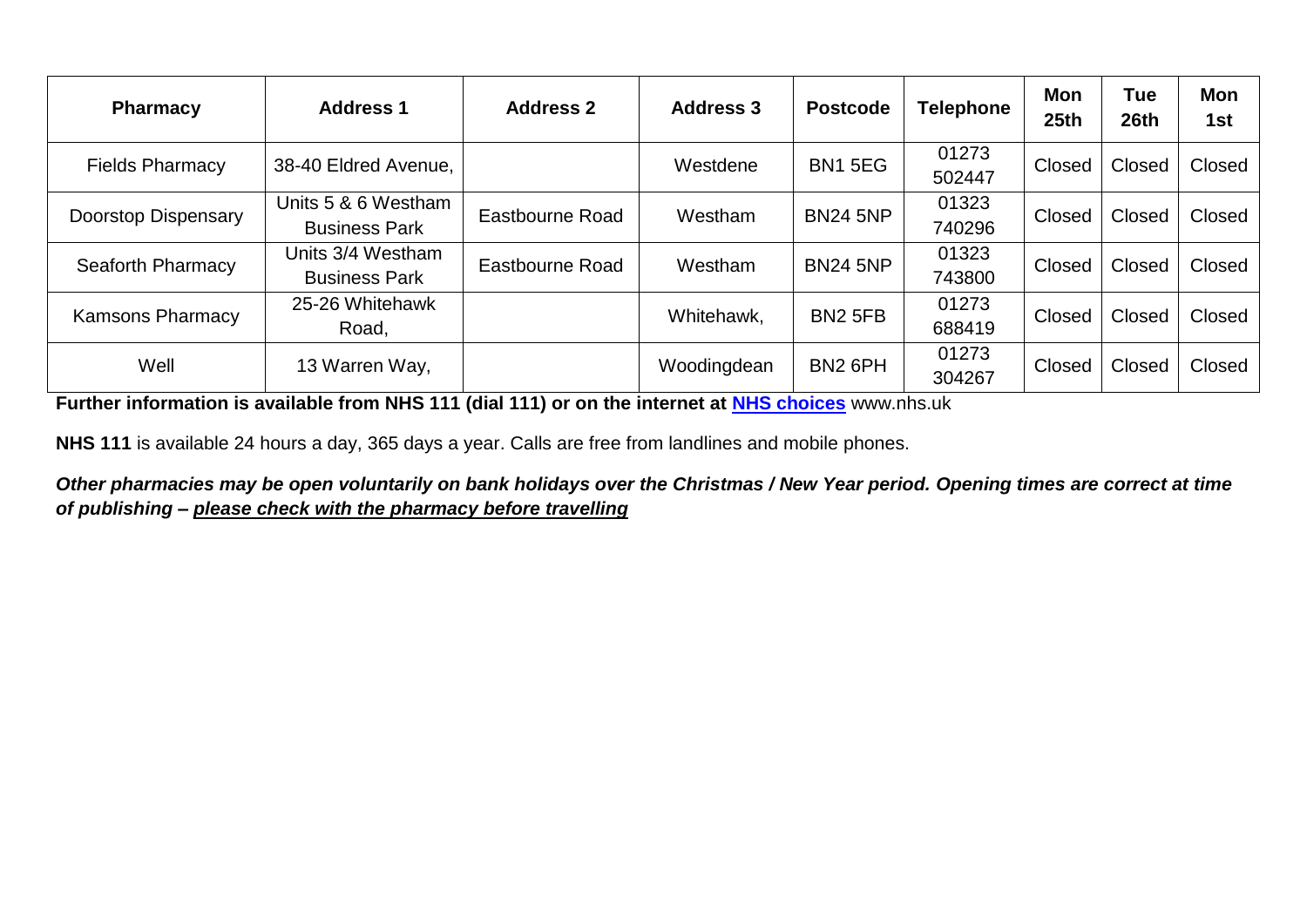| Pharmacy | Address 1 | Address 2 | Address 3 | Postcode | Telephone | Mon 25th | Tue 26th | Mon 1st |
|---|---|---|---|---|---|---|---|---|
| Fields Pharmacy | 38-40 Eldred Avenue, | | Westdene | BN1 5EG | 01273 502447 | Closed | Closed | Closed |
| Doorstop Dispensary | Units 5 & 6 Westham Business Park | Eastbourne Road | Westham | BN24 5NP | 01323 740296 | Closed | Closed | Closed |
| Seaforth Pharmacy | Units 3/4 Westham Business Park | Eastbourne Road | Westham | BN24 5NP | 01323 743800 | Closed | Closed | Closed |
| Kamsons Pharmacy | 25-26 Whitehawk Road, | | Whitehawk, | BN2 5FB | 01273 688419 | Closed | Closed | Closed |
| Well | 13 Warren Way, | | Woodingdean | BN2 6PH | 01273 304267 | Closed | Closed | Closed |

**Further information is available from NHS 111 (dial 111) or on the internet at NHS choices** www.nhs.uk

**NHS 111** is available 24 hours a day, 365 days a year. Calls are free from landlines and mobile phones.

***Other pharmacies may be open voluntarily on bank holidays over the Christmas / New Year period. Opening times are correct at time of publishing – please check with the pharmacy before travelling***